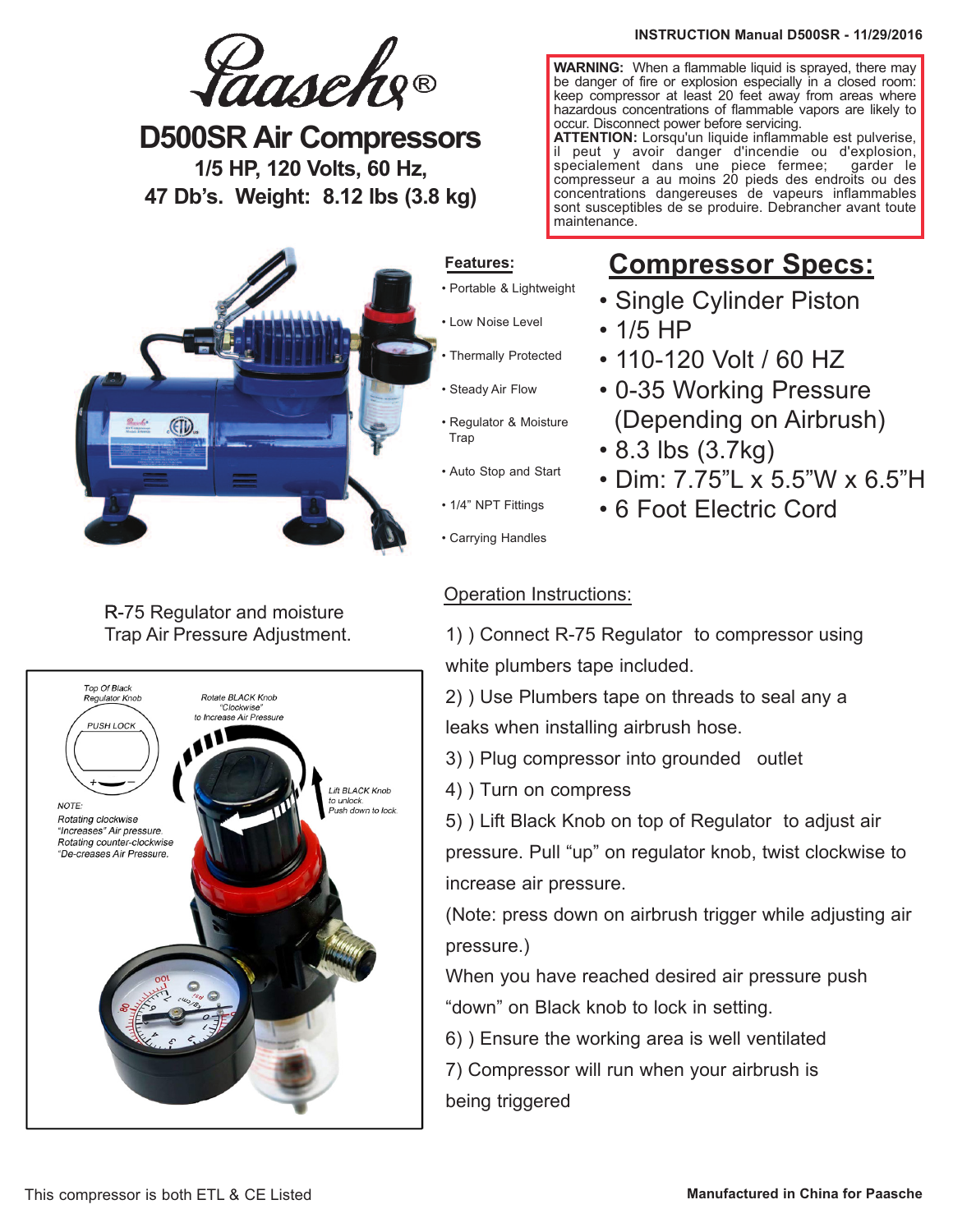INSTRUCTION Manual D500SR - 11/29/2016

Paasche®

# D500SR Air Compressors

**1/5 HP, 120 Volts, 60 Hz,**

**47 Db's. Weight: 8.12 lbs (3.8 kg)**

**WARNING:** When a flammable liquid is sprayed, there may be danger of fire or explosion especially in a closed room: keep compressor at least 20 feet away from areas where hazardous concentrations of flammable vapors are likely to occur. Disconnect power before servicing.

**ATTENTION:** Lorsqu'un liquide inflammable est pulverise, il peut y avoir danger d'incendie ou d'explosion, specialement dans une piece fermee; garder le compresseur a au moins 20 pieds des endroits ou des concentrations dangereuses de vapeurs inflammables sont susceptibles de se produire. Debrancher avant toute maintenance.

**Features:**

- Portable & Lightweight
- Low Noise Level
- Thermally Protected
- Steady Air Flow
- Regulator & Moisture Trap
- Auto Stop and Start
- 1/4" NPT Fittings
- Carrying Handles

## Compressor Specs:

- Single Cylinder Piston
- 1/5 HP
- 110-120 Volt / 60 HZ
- 0-35 Working Pressure (Depending on Airbrush)
- 8.3 lbs (3.7kg)
- Dim: 7.75"L x 5.5"W x 6.5"H
- 6 Foot Electric Cord

R-75 Regulator and moisture Trap Air Pressure Adjustment.

Top Of Black Regulator Knob

PUSH LOCK

Rotate BLACK Knob "Clockwise" to Increase Air Pressure

Lift BLACK Knob to unlock. Push down to lock.

NOTE: Rotating clockwise "Increases" Air pressure. Rotating counter-clockwise "De-creases Air Pressure.

Operation Instructions:

1) ) Connect R-75 Regulator to compressor using white plumbers tape included.

2) ) Use Plumbers tape on threads to seal any a leaks when installing airbrush hose.

3) ) Plug compressor into grounded outlet

4) ) Turn on compress

5) ) Lift Black Knob on top of Regulator to adjust air pressure. Pull "up" on regulator knob, twist clockwise to increase air pressure.

(Note: press down on airbrush trigger while adjusting air pressure.)

When you have reached desired air pressure push "down" on Black knob to lock in setting.

6) ) Ensure the working area is well ventilated

7) Compressor will run when your airbrush is being triggered

This compressor is both ETL & CE Listed

**Manufactured in China for Paasche**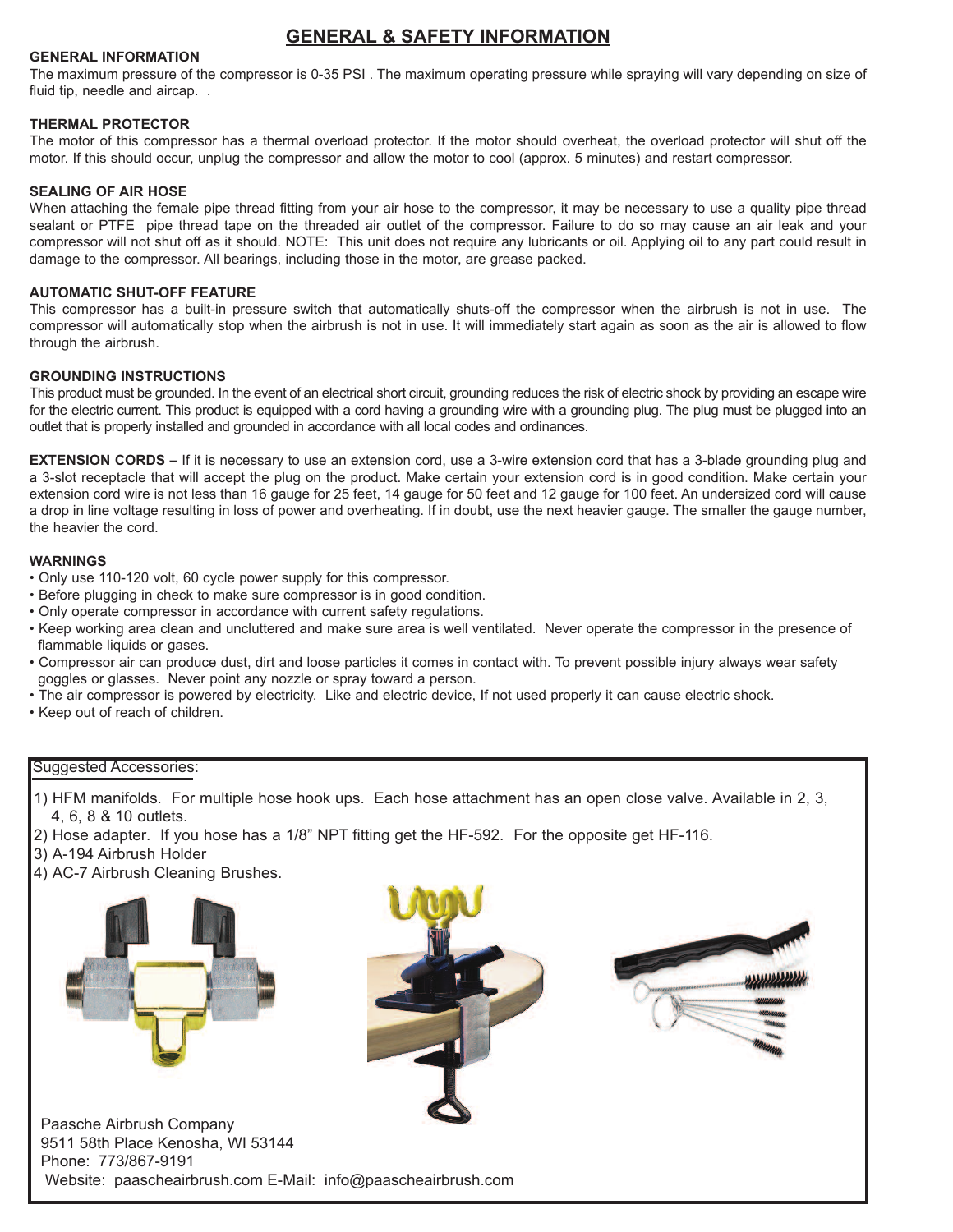# GENERAL & SAFETY INFORMATION

### GENERAL INFORMATION

The maximum pressure of the compressor is 0-35 PSI . The maximum operating pressure while spraying will vary depending on size of fluid tip, needle and aircap. .

### THERMAL PROTECTOR

The motor of this compressor has a thermal overload protector. If the motor should overheat, the overload protector will shut off the motor. If this should occur, unplug the compressor and allow the motor to cool (approx. 5 minutes) and restart compressor.

### SEALING OF AIR HOSE

When attaching the female pipe thread fitting from your air hose to the compressor, it may be necessary to use a quality pipe thread sealant or PTFE pipe thread tape on the threaded air outlet of the compressor. Failure to do so may cause an air leak and your compressor will not shut off as it should. NOTE: This unit does not require any lubricants or oil. Applying oil to any part could result in damage to the compressor. All bearings, including those in the motor, are grease packed.

### AUTOMATIC SHUT-OFF FEATURE

This compressor has a built-in pressure switch that automatically shuts-off the compressor when the airbrush is not in use. The compressor will automatically stop when the airbrush is not in use. It will immediately start again as soon as the air is allowed to flow through the airbrush.

### GROUNDING INSTRUCTIONS

This product must be grounded. In the event of an electrical short circuit, grounding reduces the risk of electric shock by providing an escape wire for the electric current. This product is equipped with a cord having a grounding wire with a grounding plug. The plug must be plugged into an outlet that is properly installed and grounded in accordance with all local codes and ordinances.

**EXTENSION CORDS –** If it is necessary to use an extension cord, use a 3-wire extension cord that has a 3-blade grounding plug and a 3-slot receptacle that will accept the plug on the product. Make certain your extension cord is in good condition. Make certain your extension cord wire is not less than 16 gauge for 25 feet, 14 gauge for 50 feet and 12 gauge for 100 feet. An undersized cord will cause a drop in line voltage resulting in loss of power and overheating. If in doubt, use the next heavier gauge. The smaller the gauge number, the heavier the cord.

### WARNINGS

- Only use 110-120 volt, 60 cycle power supply for this compressor.
- Before plugging in check to make sure compressor is in good condition.
- Only operate compressor in accordance with current safety regulations.
- Keep working area clean and uncluttered and make sure area is well ventilated. Never operate the compressor in the presence of flammable liquids or gases.
- Compressor air can produce dust, dirt and loose particles it comes in contact with. To prevent possible injury always wear safety goggles or glasses. Never point any nozzle or spray toward a person.
- The air compressor is powered by electricity. Like and electric device, If not used properly it can cause electric shock.
- Keep out of reach of children.

Suggested Accessories:

1) HFM manifolds. For multiple hose hook ups. Each hose attachment has an open close valve. Available in 2, 3, 4, 6, 8 & 10 outlets.
2) Hose adapter. If you hose has a 1/8" NPT fitting get the HF-592. For the opposite get HF-116.
3) A-194 Airbrush Holder
4) AC-7 Airbrush Cleaning Brushes.

Paasche Airbrush Company
9511 58th Place Kenosha, WI 53144
Phone: 773/867-9191
Website: paascheairbrush.com E-Mail: info@paascheairbrush.com